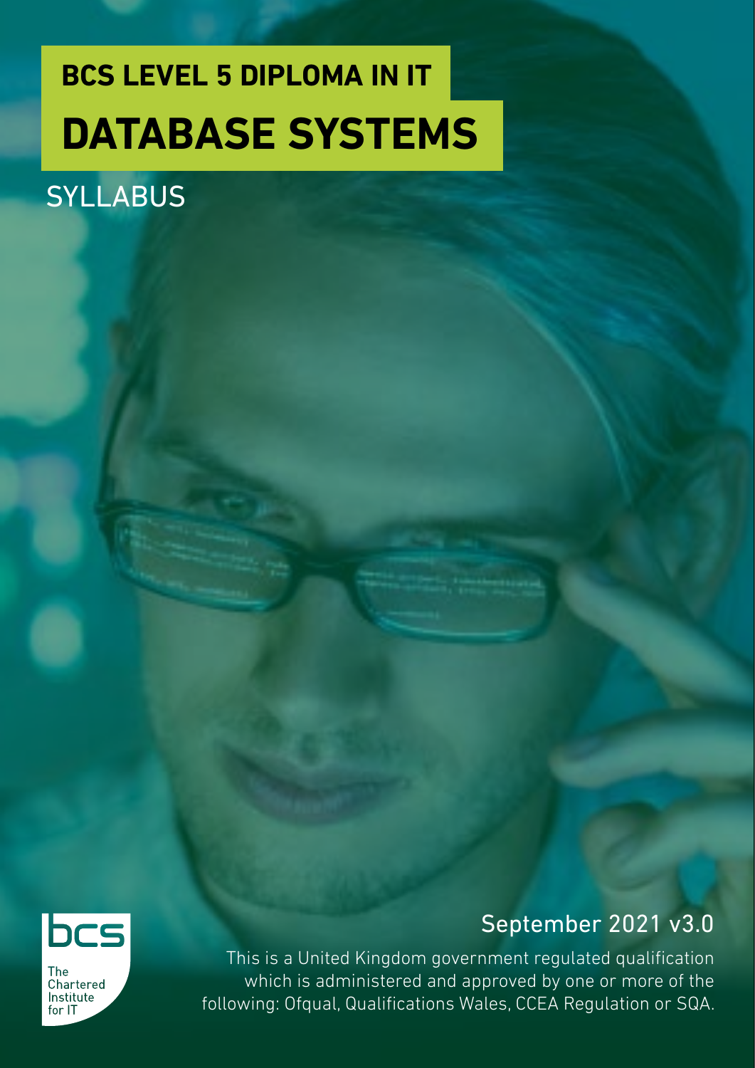# BCS LEVEL 5 DIPLOMA IN IT

# DATABASE SYSTEMS

## SYLLABUS

September 2021 v3.0

This is a United Kingdom government regulated qualification which is administered and approved by one or more of the following: Ofqual, Qualifications Wales, CCEA Regulation or SQA.

bcs The Chartered Institute for IT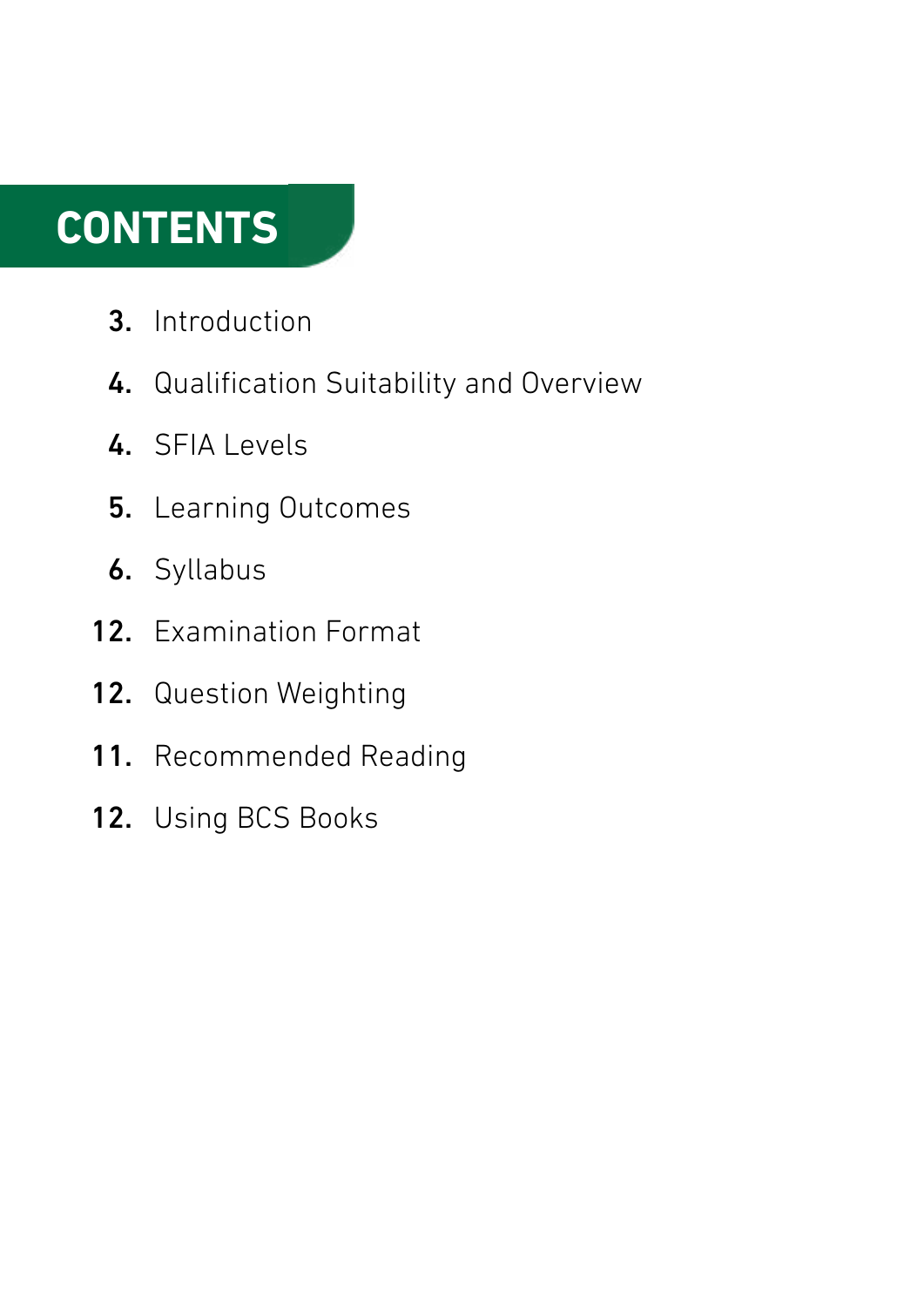# CONTENTS

**3.** Introduction

**4.** Qualification Suitability and Overview

**4.** SFIA Levels

**5.** Learning Outcomes

**6.** Syllabus

**12.** Examination Format

**12.** Question Weighting

**11.** Recommended Reading

**12.** Using BCS Books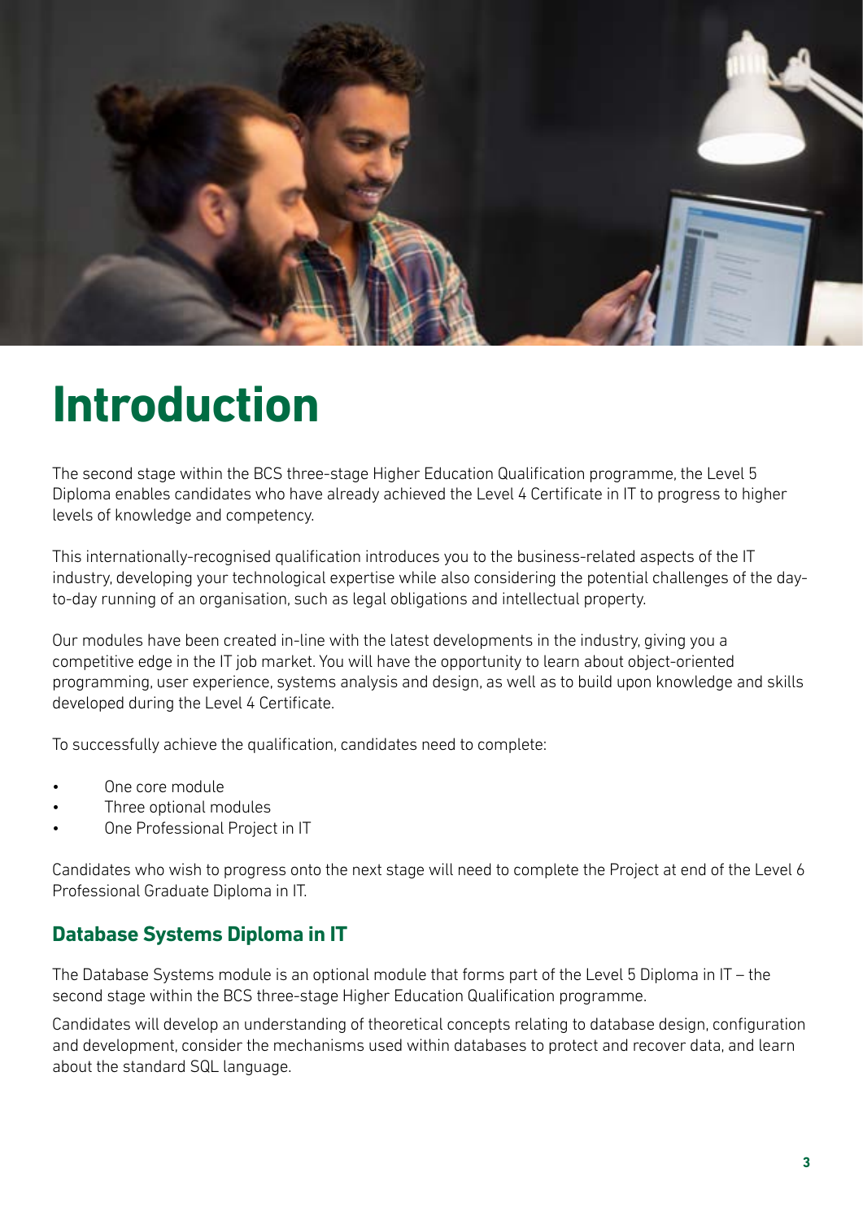# Introduction

The second stage within the BCS three-stage Higher Education Qualification programme, the Level 5 Diploma enables candidates who have already achieved the Level 4 Certificate in IT to progress to higher levels of knowledge and competency.

This internationally-recognised qualification introduces you to the business-related aspects of the IT industry, developing your technological expertise while also considering the potential challenges of the day-to-day running of an organisation, such as legal obligations and intellectual property.

Our modules have been created in-line with the latest developments in the industry, giving you a competitive edge in the IT job market. You will have the opportunity to learn about object-oriented programming, user experience, systems analysis and design, as well as to build upon knowledge and skills developed during the Level 4 Certificate.

To successfully achieve the qualification, candidates need to complete:

- One core module
- Three optional modules
- One Professional Project in IT

Candidates who wish to progress onto the next stage will need to complete the Project at end of the Level 6 Professional Graduate Diploma in IT.

## Database Systems Diploma in IT

The Database Systems module is an optional module that forms part of the Level 5 Diploma in IT – the second stage within the BCS three-stage Higher Education Qualification programme.

Candidates will develop an understanding of theoretical concepts relating to database design, configuration and development, consider the mechanisms used within databases to protect and recover data, and learn about the standard SQL language.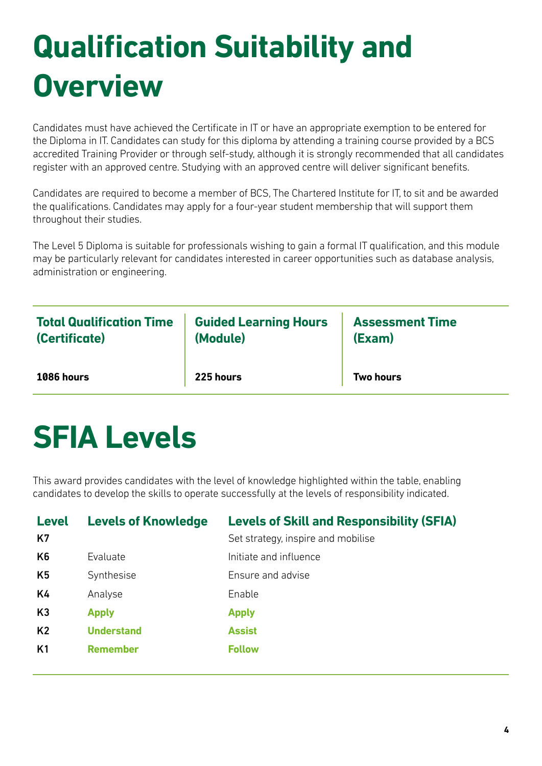# Qualification Suitability and Overview

Candidates must have achieved the Certificate in IT or have an appropriate exemption to be entered for the Diploma in IT. Candidates can study for this diploma by attending a training course provided by a BCS accredited Training Provider or through self-study, although it is strongly recommended that all candidates register with an approved centre. Studying with an approved centre will deliver significant benefits.

Candidates are required to become a member of BCS, The Chartered Institute for IT, to sit and be awarded the qualifications. Candidates may apply for a four-year student membership that will support them throughout their studies.

The Level 5 Diploma is suitable for professionals wishing to gain a formal IT qualification, and this module may be particularly relevant for candidates interested in career opportunities such as database analysis, administration or engineering.

| Total Qualification Time (Certificate) | Guided Learning Hours (Module) | Assessment Time (Exam) |
|---|---|---|
| **1086 hours** | **225 hours** | **Two hours** |

# SFIA Levels

This award provides candidates with the level of knowledge highlighted within the table, enabling candidates to develop the skills to operate successfully at the levels of responsibility indicated.

| Level | Levels of Knowledge | Levels of Skill and Responsibility (SFIA) |
|---|---|---|
| K7 | | Set strategy, inspire and mobilise |
| K6 | Evaluate | Initiate and influence |
| K5 | Synthesise | Ensure and advise |
| K4 | Analyse | Enable |
| K3 | **Apply** | **Apply** |
| K2 | **Understand** | **Assist** |
| K1 | **Remember** | **Follow** |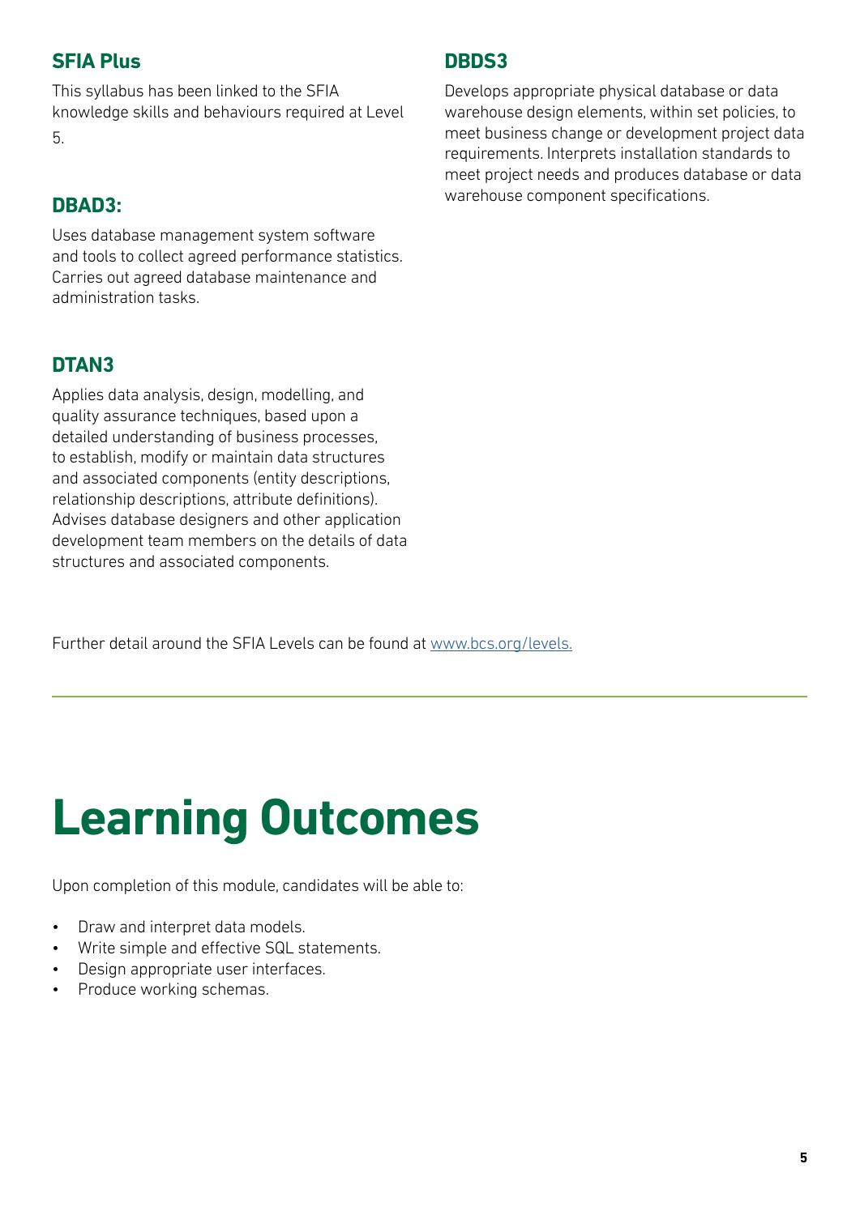### SFIA Plus

This syllabus has been linked to the SFIA knowledge skills and behaviours required at Level 5.

### DBAD3:

Uses database management system software and tools to collect agreed performance statistics. Carries out agreed database maintenance and administration tasks.

### DTAN3

Applies data analysis, design, modelling, and quality assurance techniques, based upon a detailed understanding of business processes, to establish, modify or maintain data structures and associated components (entity descriptions, relationship descriptions, attribute definitions). Advises database designers and other application development team members on the details of data structures and associated components.

### DBDS3

Develops appropriate physical database or data warehouse design elements, within set policies, to meet business change or development project data requirements. Interprets installation standards to meet project needs and produces database or data warehouse component specifications.

Further detail around the SFIA Levels can be found at [www.bcs.org/levels.](www.bcs.org/levels)

---

# Learning Outcomes

Upon completion of this module, candidates will be able to:

- Draw and interpret data models.
- Write simple and effective SQL statements.
- Design appropriate user interfaces.
- Produce working schemas.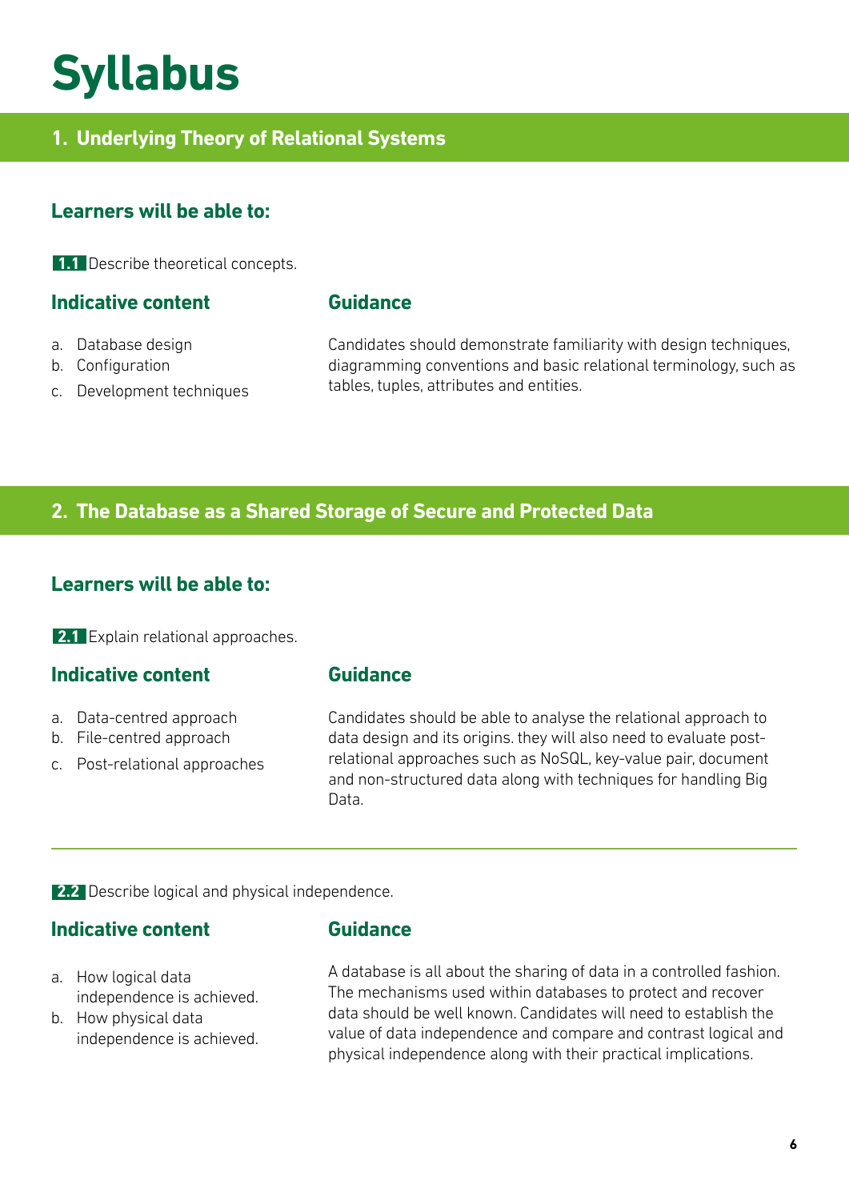# Syllabus

## 1. Underlying Theory of Relational Systems

### Learners will be able to:

**1.1** Describe theoretical concepts.

#### Indicative content

a. Database design
b. Configuration
c. Development techniques

#### Guidance

Candidates should demonstrate familiarity with design techniques, diagramming conventions and basic relational terminology, such as tables, tuples, attributes and entities.

## 2. The Database as a Shared Storage of Secure and Protected Data

### Learners will be able to:

**2.1** Explain relational approaches.

#### Indicative content

a. Data-centred approach
b. File-centred approach
c. Post-relational approaches

#### Guidance

Candidates should be able to analyse the relational approach to data design and its origins. they will also need to evaluate post-relational approaches such as NoSQL, key-value pair, document and non-structured data along with techniques for handling Big Data.

---

**2.2** Describe logical and physical independence.

#### Indicative content

a. How logical data independence is achieved.
b. How physical data independence is achieved.

#### Guidance

A database is all about the sharing of data in a controlled fashion. The mechanisms used within databases to protect and recover data should be well known. Candidates will need to establish the value of data independence and compare and contrast logical and physical independence along with their practical implications.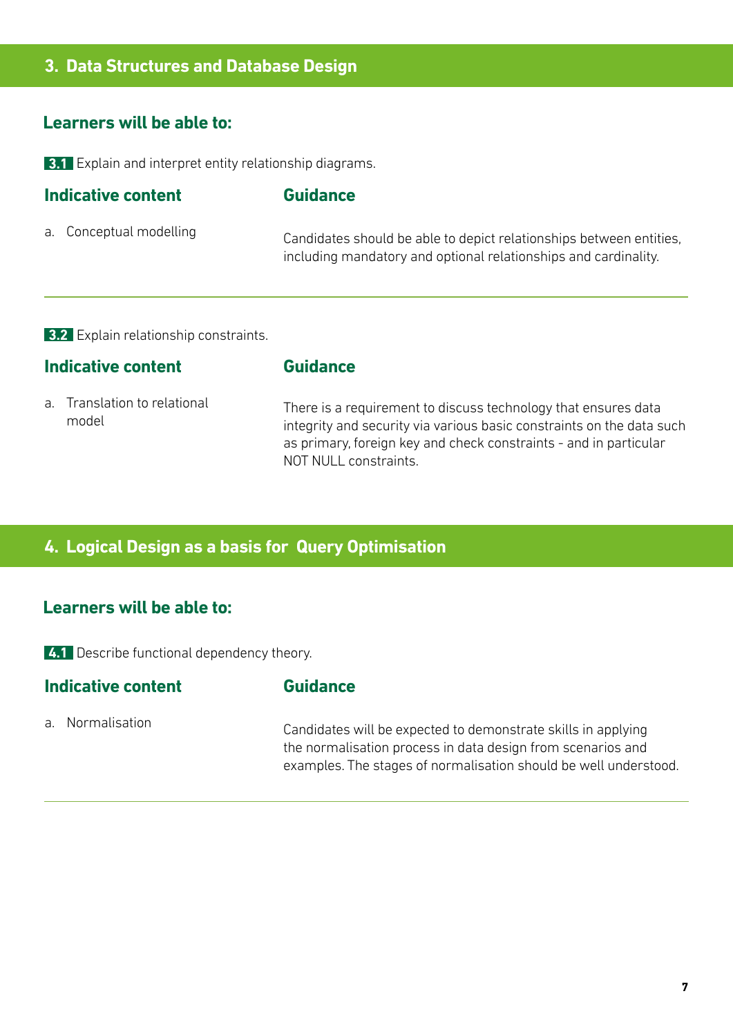## 3. Data Structures and Database Design

### Learners will be able to:

**3.1** Explain and interpret entity relationship diagrams.

| Indicative content | Guidance |
|---|---|
| a. Conceptual modelling | Candidates should be able to depict relationships between entities, including mandatory and optional relationships and cardinality. |

**3.2** Explain relationship constraints.

| Indicative content | Guidance |
|---|---|
| a. Translation to relational model | There is a requirement to discuss technology that ensures data integrity and security via various basic constraints on the data such as primary, foreign key and check constraints - and in particular NOT NULL constraints. |

## 4. Logical Design as a basis for Query Optimisation

### Learners will be able to:

**4.1** Describe functional dependency theory.

| Indicative content | Guidance |
|---|---|
| a. Normalisation | Candidates will be expected to demonstrate skills in applying the normalisation process in data design from scenarios and examples. The stages of normalisation should be well understood. |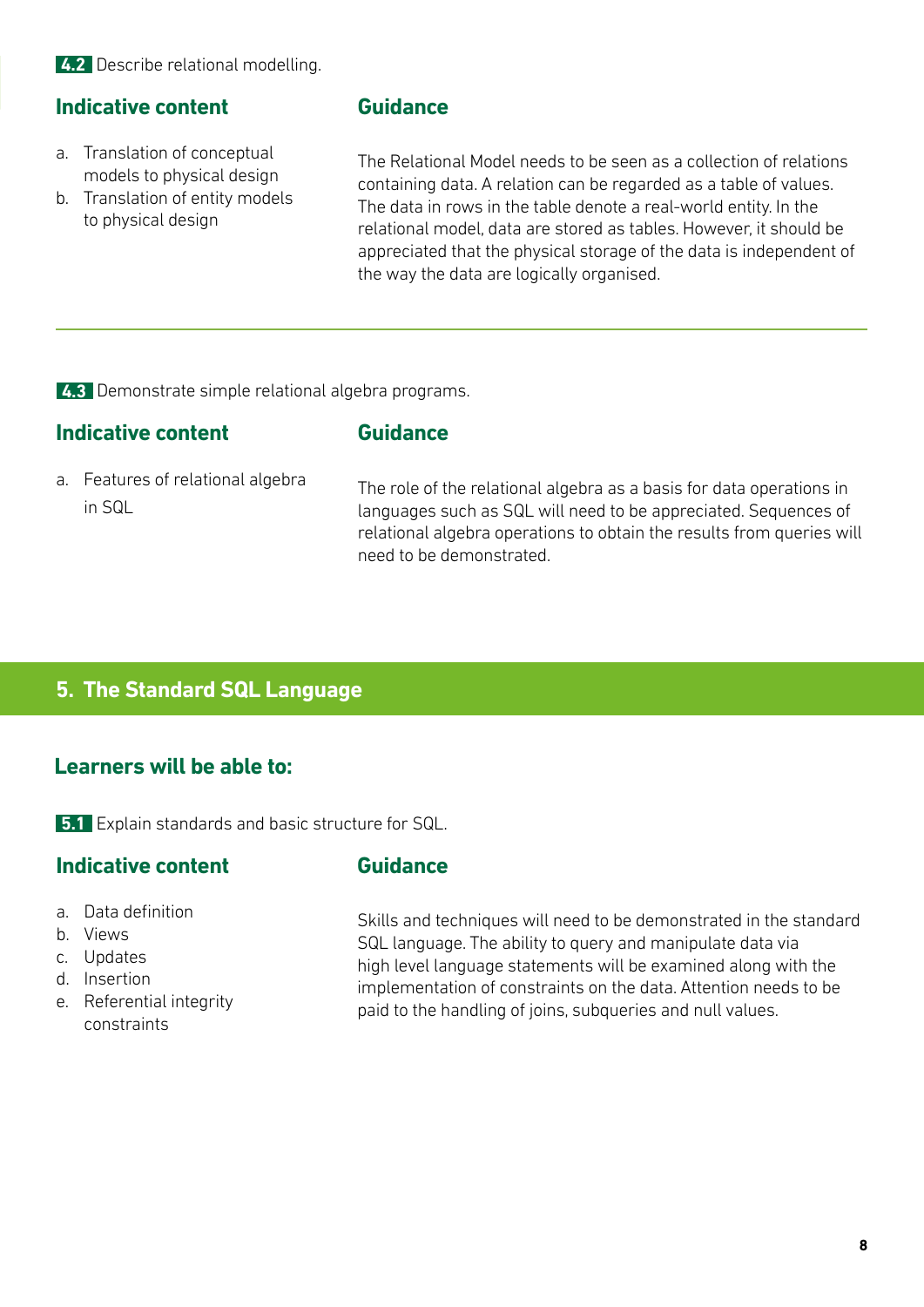**4.2** Describe relational modelling.

### Indicative content

a. Translation of conceptual models to physical design
b. Translation of entity models to physical design

### Guidance

The Relational Model needs to be seen as a collection of relations containing data. A relation can be regarded as a table of values. The data in rows in the table denote a real-world entity. In the relational model, data are stored as tables. However, it should be appreciated that the physical storage of the data is independent of the way the data are logically organised.

---

**4.3** Demonstrate simple relational algebra programs.

### Indicative content

a. Features of relational algebra in SQL

### Guidance

The role of the relational algebra as a basis for data operations in languages such as SQL will need to be appreciated. Sequences of relational algebra operations to obtain the results from queries will need to be demonstrated.

## 5. The Standard SQL Language

### Learners will be able to:

**5.1** Explain standards and basic structure for SQL.

### Indicative content

a. Data definition
b. Views
c. Updates
d. Insertion
e. Referential integrity constraints

### Guidance

Skills and techniques will need to be demonstrated in the standard SQL language. The ability to query and manipulate data via high level language statements will be examined along with the implementation of constraints on the data. Attention needs to be paid to the handling of joins, subqueries and null values.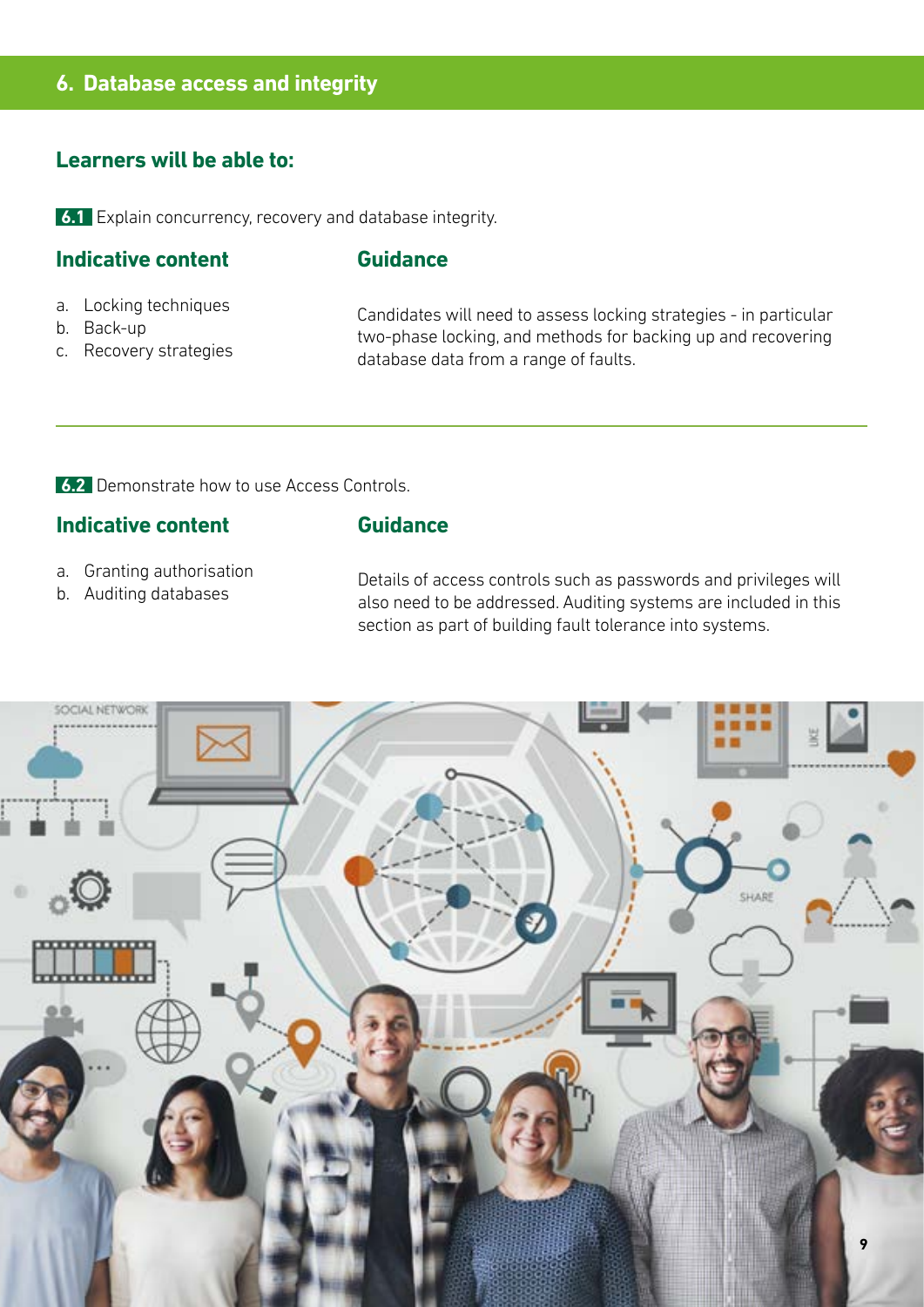## 6. Database access and integrity

### Learners will be able to:

**6.1** Explain concurrency, recovery and database integrity.

#### Indicative content

a. Locking techniques
b. Back-up
c. Recovery strategies

#### Guidance

Candidates will need to assess locking strategies - in particular two-phase locking, and methods for backing up and recovering database data from a range of faults.

---

**6.2** Demonstrate how to use Access Controls.

#### Indicative content

a. Granting authorisation
b. Auditing databases

#### Guidance

Details of access controls such as passwords and privileges will also need to be addressed. Auditing systems are included in this section as part of building fault tolerance into systems.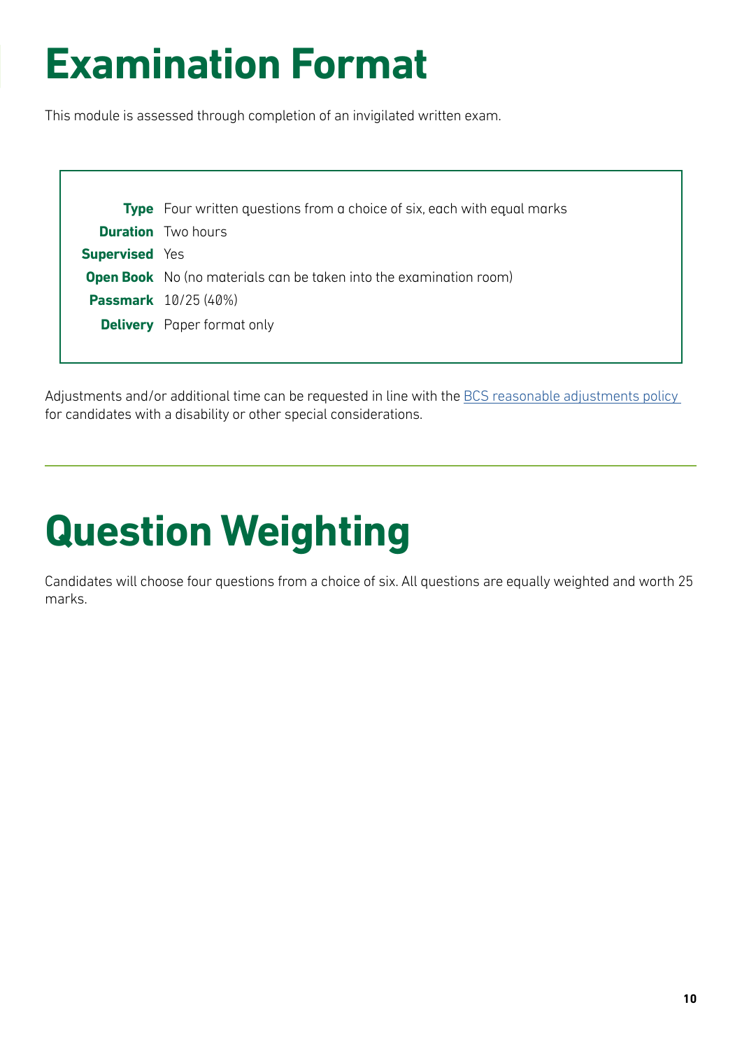# Examination Format

This module is assessed through completion of an invigilated written exam.

| | |
|---|---|
| **Type** | Four written questions from a choice of six, each with equal marks |
| **Duration** | Two hours |
| **Supervised** | Yes |
| **Open Book** | No (no materials can be taken into the examination room) |
| **Passmark** | 10/25 (40%) |
| **Delivery** | Paper format only |

Adjustments and/or additional time can be requested in line with the BCS reasonable adjustments policy for candidates with a disability or other special considerations.

# Question Weighting

Candidates will choose four questions from a choice of six. All questions are equally weighted and worth 25 marks.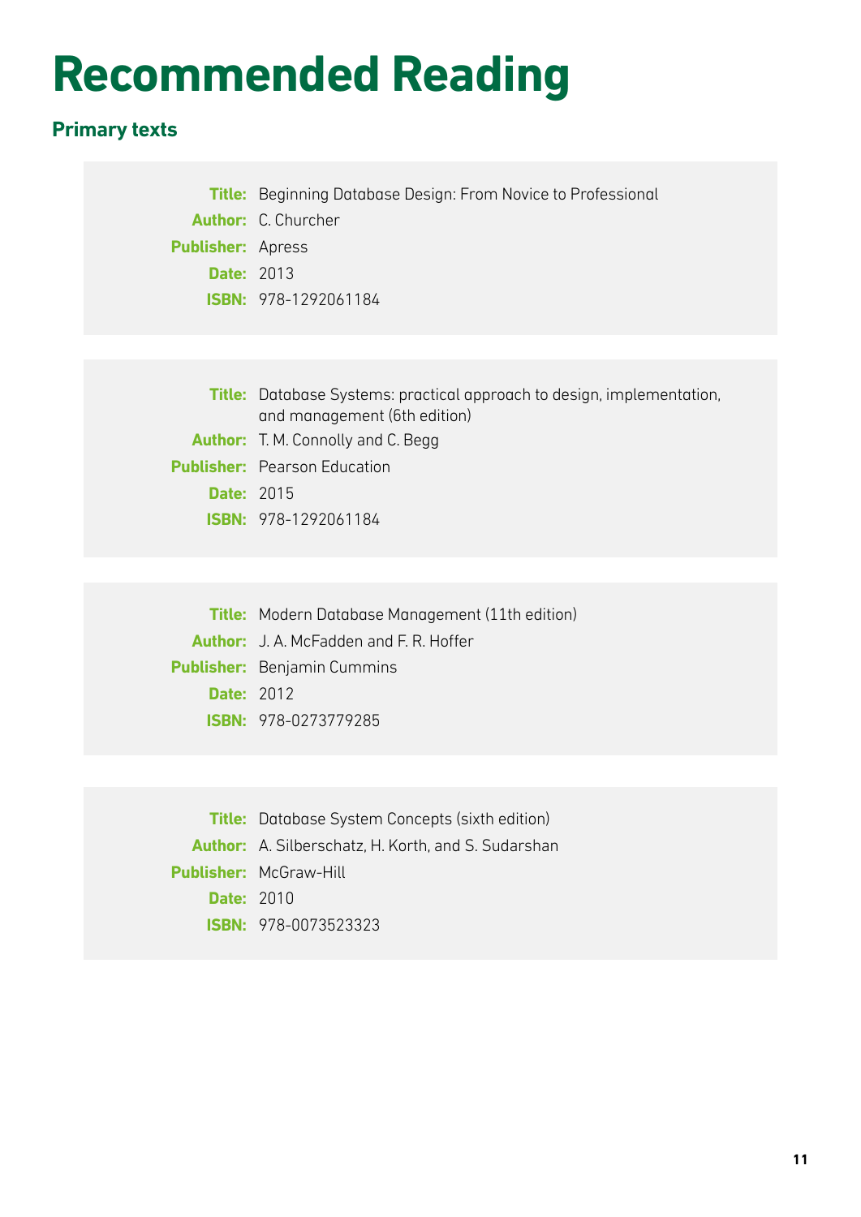# Recommended Reading

## Primary texts

**Title:** Beginning Database Design: From Novice to Professional
**Author:** C. Churcher
**Publisher:** Apress
**Date:** 2013
**ISBN:** 978-1292061184

**Title:** Database Systems: practical approach to design, implementation, and management (6th edition)
**Author:** T. M. Connolly and C. Begg
**Publisher:** Pearson Education
**Date:** 2015
**ISBN:** 978-1292061184

**Title:** Modern Database Management (11th edition)
**Author:** J. A. McFadden and F. R. Hoffer
**Publisher:** Benjamin Cummins
**Date:** 2012
**ISBN:** 978-0273779285

**Title:** Database System Concepts (sixth edition)
**Author:** A. Silberschatz, H. Korth, and S. Sudarshan
**Publisher:** McGraw-Hill
**Date:** 2010
**ISBN:** 978-0073523323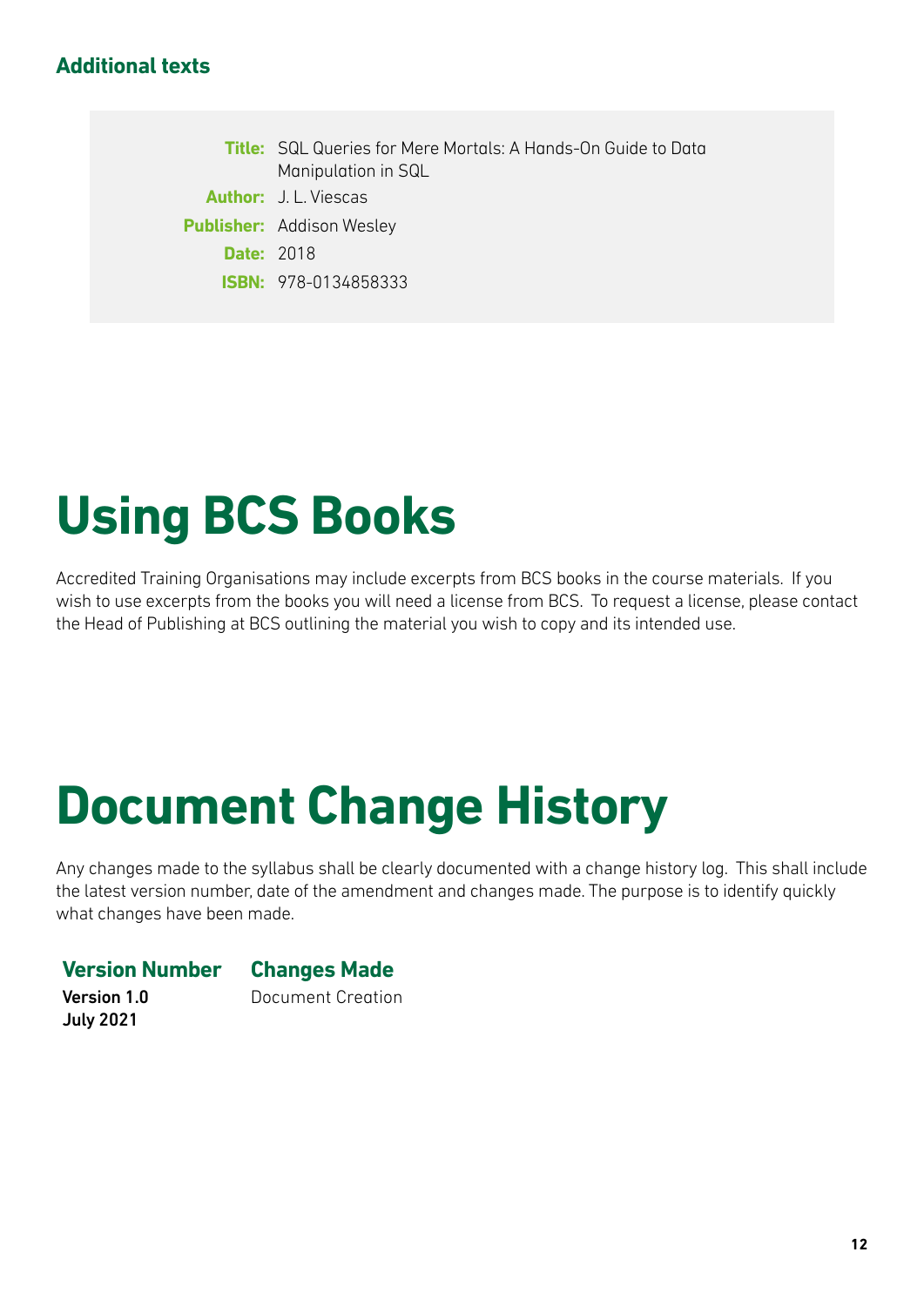### Additional texts

**Title:** SQL Queries for Mere Mortals: A Hands-On Guide to Data Manipulation in SQL
**Author:** J. L. Viescas
**Publisher:** Addison Wesley
**Date:** 2018
**ISBN:** 978-0134858333

# Using BCS Books

Accredited Training Organisations may include excerpts from BCS books in the course materials. If you wish to use excerpts from the books you will need a license from BCS. To request a license, please contact the Head of Publishing at BCS outlining the material you wish to copy and its intended use.

# Document Change History

Any changes made to the syllabus shall be clearly documented with a change history log. This shall include the latest version number, date of the amendment and changes made. The purpose is to identify quickly what changes have been made.

| Version Number | Changes Made |
|---|---|
| **Version 1.0** **July 2021** | Document Creation |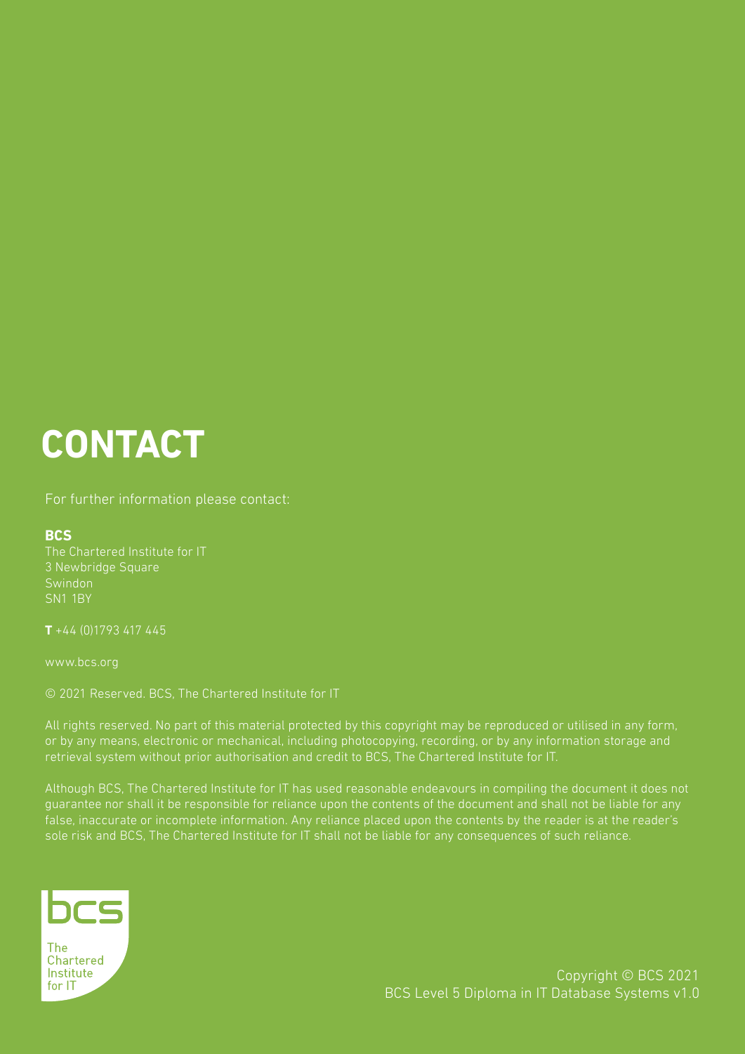# CONTACT

For further information please contact:

**BCS**
The Chartered Institute for IT
3 Newbridge Square
Swindon
SN1 1BY

**T** +44 (0)1793 417 445

www.bcs.org

© 2021 Reserved. BCS, The Chartered Institute for IT

All rights reserved. No part of this material protected by this copyright may be reproduced or utilised in any form, or by any means, electronic or mechanical, including photocopying, recording, or by any information storage and retrieval system without prior authorisation and credit to BCS, The Chartered Institute for IT.

Although BCS, The Chartered Institute for IT has used reasonable endeavours in compiling the document it does not guarantee nor shall it be responsible for reliance upon the contents of the document and shall not be liable for any false, inaccurate or incomplete information. Any reliance placed upon the contents by the reader is at the reader's sole risk and BCS, The Chartered Institute for IT shall not be liable for any consequences of such reliance.

bcs
The Chartered Institute for IT

Copyright © BCS 2021
BCS Level 5 Diploma in IT Database Systems v1.0